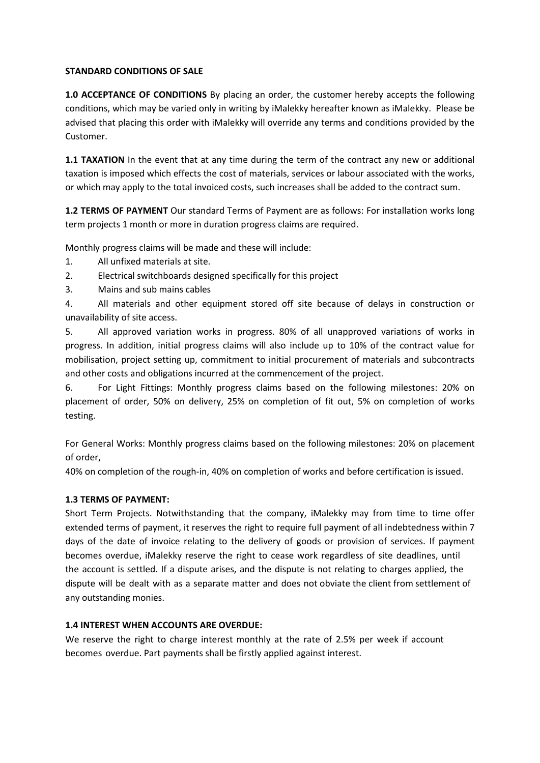**STANDARD CONDITIONS OF SALE**

**1.0 ACCEPTANCE OF CONDITIONS** By placing an order, the customer hereby accepts the following conditions, which may be varied only in writing by iMalekky hereafter known as iMalekky. Please be advised that placing this order with iMalekky will override any terms and conditions provided by the Customer.

**1.1 TAXATION** In the event that at any time during the term of the contract any new or additional taxation is imposed which effects the cost of materials, services or labour associated with the works, or which may apply to the total invoiced costs, such increases shall be added to the contract sum.

**1.2 TERMS OF PAYMENT** Our standard Terms of Payment are as follows: For installation works long term projects 1 month or more in duration progress claims are required.

Monthly progress claims will be made and these will include:

1. All unfixed materials at site.
2. Electrical switchboards designed specifically for this project
3. Mains and sub mains cables
4. All materials and other equipment stored off site because of delays in construction or unavailability of site access.
5. All approved variation works in progress. 80% of all unapproved variations of works in progress. In addition, initial progress claims will also include up to 10% of the contract value for mobilisation, project setting up, commitment to initial procurement of materials and subcontracts and other costs and obligations incurred at the commencement of the project.
6. For Light Fittings: Monthly progress claims based on the following milestones: 20% on placement of order, 50% on delivery, 25% on completion of fit out, 5% on completion of works testing.

For General Works: Monthly progress claims based on the following milestones: 20% on placement of order,
40% on completion of the rough-in, 40% on completion of works and before certification is issued.

**1.3 TERMS OF PAYMENT:**

Short Term Projects. Notwithstanding that the company, iMalekky may from time to time offer extended terms of payment, it reserves the right to require full payment of all indebtedness within 7 days of the date of invoice relating to the delivery of goods or provision of services. If payment becomes overdue, iMalekky reserve the right to cease work regardless of site deadlines, until the account is settled. If a dispute arises, and the dispute is not relating to charges applied, the dispute will be dealt with as a separate matter and does not obviate the client from settlement of any outstanding monies.

**1.4 INTEREST WHEN ACCOUNTS ARE OVERDUE:**

We reserve the right to charge interest monthly at the rate of 2.5% per week if account becomes overdue. Part payments shall be firstly applied against interest.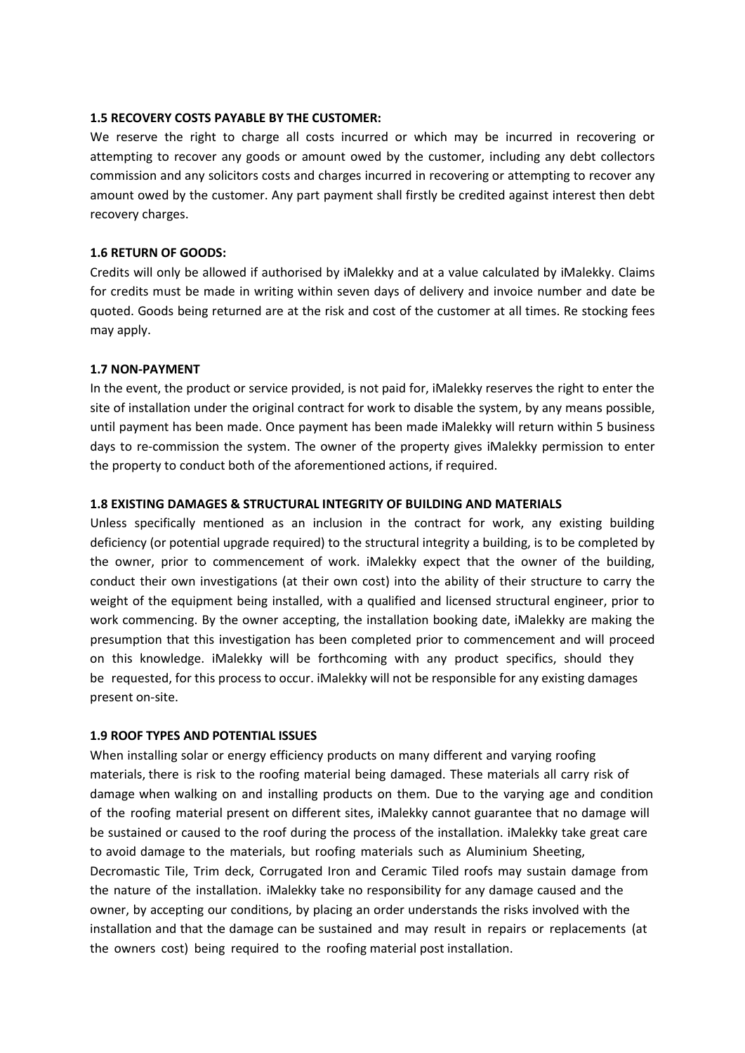**1.5 RECOVERY COSTS PAYABLE BY THE CUSTOMER:**

We reserve the right to charge all costs incurred or which may be incurred in recovering or attempting to recover any goods or amount owed by the customer, including any debt collectors commission and any solicitors costs and charges incurred in recovering or attempting to recover any amount owed by the customer. Any part payment shall firstly be credited against interest then debt recovery charges.

**1.6 RETURN OF GOODS:**

Credits will only be allowed if authorised by iMalekky and at a value calculated by iMalekky. Claims for credits must be made in writing within seven days of delivery and invoice number and date be quoted. Goods being returned are at the risk and cost of the customer at all times. Re stocking fees may apply.

**1.7 NON-PAYMENT**

In the event, the product or service provided, is not paid for, iMalekky reserves the right to enter the site of installation under the original contract for work to disable the system, by any means possible, until payment has been made. Once payment has been made iMalekky will return within 5 business days to re-commission the system. The owner of the property gives iMalekky permission to enter the property to conduct both of the aforementioned actions, if required.

**1.8 EXISTING DAMAGES & STRUCTURAL INTEGRITY OF BUILDING AND MATERIALS**

Unless specifically mentioned as an inclusion in the contract for work, any existing building deficiency (or potential upgrade required) to the structural integrity a building, is to be completed by the owner, prior to commencement of work. iMalekky expect that the owner of the building, conduct their own investigations (at their own cost) into the ability of their structure to carry the weight of the equipment being installed, with a qualified and licensed structural engineer, prior to work commencing. By the owner accepting, the installation booking date, iMalekky are making the presumption that this investigation has been completed prior to commencement and will proceed on this knowledge. iMalekky will be forthcoming with any product specifics, should they be requested, for this process to occur. iMalekky will not be responsible for any existing damages present on-site.

**1.9 ROOF TYPES AND POTENTIAL ISSUES**

When installing solar or energy efficiency products on many different and varying roofing materials, there is risk to the roofing material being damaged. These materials all carry risk of damage when walking on and installing products on them. Due to the varying age and condition of the roofing material present on different sites, iMalekky cannot guarantee that no damage will be sustained or caused to the roof during the process of the installation. iMalekky take great care to avoid damage to the materials, but roofing materials such as Aluminium Sheeting, Decromastic Tile, Trim deck, Corrugated Iron and Ceramic Tiled roofs may sustain damage from the nature of the installation. iMalekky take no responsibility for any damage caused and the owner, by accepting our conditions, by placing an order understands the risks involved with the installation and that the damage can be sustained and may result in repairs or replacements (at the owners cost) being required to the roofing material post installation.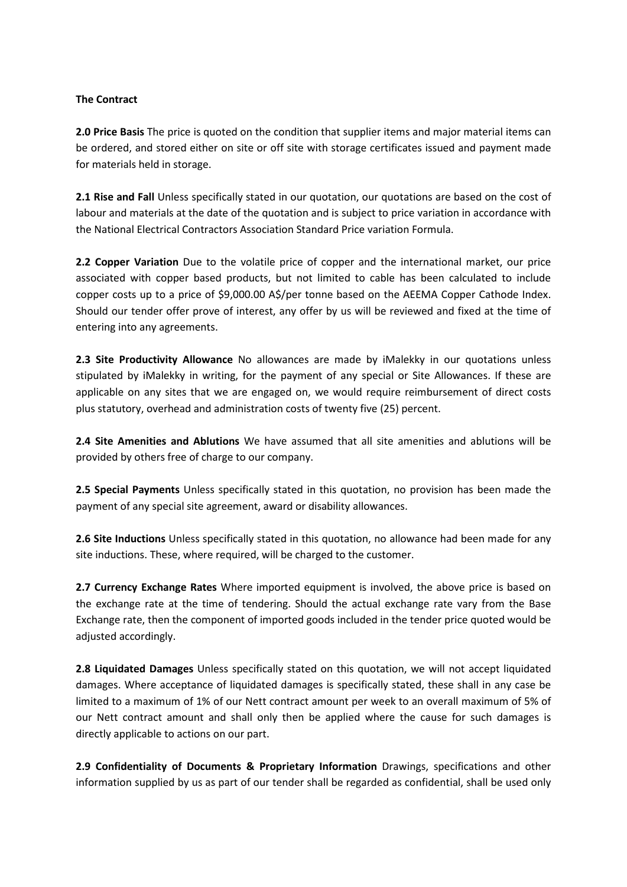**The Contract**

**2.0 Price Basis** The price is quoted on the condition that supplier items and major material items can be ordered, and stored either on site or off site with storage certificates issued and payment made for materials held in storage.

**2.1 Rise and Fall** Unless specifically stated in our quotation, our quotations are based on the cost of labour and materials at the date of the quotation and is subject to price variation in accordance with the National Electrical Contractors Association Standard Price variation Formula.

**2.2 Copper Variation** Due to the volatile price of copper and the international market, our price associated with copper based products, but not limited to cable has been calculated to include copper costs up to a price of $9,000.00 A$/per tonne based on the AEEMA Copper Cathode Index. Should our tender offer prove of interest, any offer by us will be reviewed and fixed at the time of entering into any agreements.

**2.3 Site Productivity Allowance** No allowances are made by iMalekky in our quotations unless stipulated by iMalekky in writing, for the payment of any special or Site Allowances. If these are applicable on any sites that we are engaged on, we would require reimbursement of direct costs plus statutory, overhead and administration costs of twenty five (25) percent.

**2.4 Site Amenities and Ablutions** We have assumed that all site amenities and ablutions will be provided by others free of charge to our company.

**2.5 Special Payments** Unless specifically stated in this quotation, no provision has been made the payment of any special site agreement, award or disability allowances.

**2.6 Site Inductions** Unless specifically stated in this quotation, no allowance had been made for any site inductions. These, where required, will be charged to the customer.

**2.7 Currency Exchange Rates** Where imported equipment is involved, the above price is based on the exchange rate at the time of tendering. Should the actual exchange rate vary from the Base Exchange rate, then the component of imported goods included in the tender price quoted would be adjusted accordingly.

**2.8 Liquidated Damages** Unless specifically stated on this quotation, we will not accept liquidated damages. Where acceptance of liquidated damages is specifically stated, these shall in any case be limited to a maximum of 1% of our Nett contract amount per week to an overall maximum of 5% of our Nett contract amount and shall only then be applied where the cause for such damages is directly applicable to actions on our part.

**2.9 Confidentiality of Documents & Proprietary Information** Drawings, specifications and other information supplied by us as part of our tender shall be regarded as confidential, shall be used only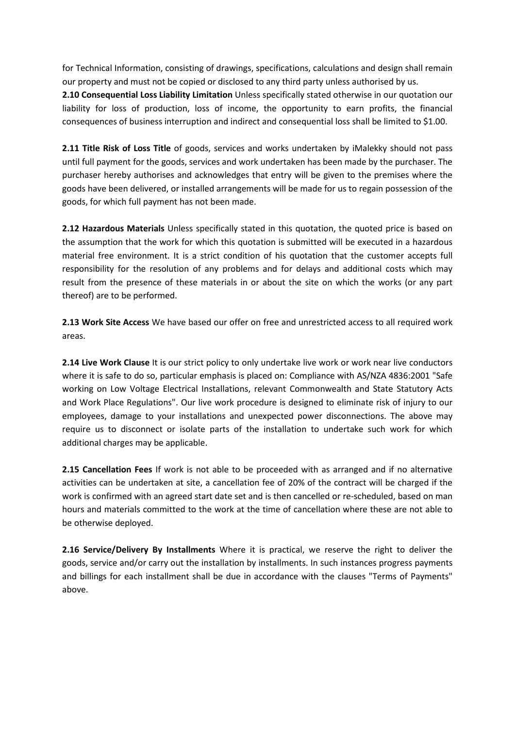for Technical Information, consisting of drawings, specifications, calculations and design shall remain our property and must not be copied or disclosed to any third party unless authorised by us.

**2.10 Consequential Loss Liability Limitation** Unless specifically stated otherwise in our quotation our liability for loss of production, loss of income, the opportunity to earn profits, the financial consequences of business interruption and indirect and consequential loss shall be limited to $1.00.

**2.11 Title Risk of Loss Title** of goods, services and works undertaken by iMalekky should not pass until full payment for the goods, services and work undertaken has been made by the purchaser. The purchaser hereby authorises and acknowledges that entry will be given to the premises where the goods have been delivered, or installed arrangements will be made for us to regain possession of the goods, for which full payment has not been made.

**2.12 Hazardous Materials** Unless specifically stated in this quotation, the quoted price is based on the assumption that the work for which this quotation is submitted will be executed in a hazardous material free environment. It is a strict condition of his quotation that the customer accepts full responsibility for the resolution of any problems and for delays and additional costs which may result from the presence of these materials in or about the site on which the works (or any part thereof) are to be performed.

**2.13 Work Site Access** We have based our offer on free and unrestricted access to all required work areas.

**2.14 Live Work Clause** It is our strict policy to only undertake live work or work near live conductors where it is safe to do so, particular emphasis is placed on: Compliance with AS/NZA 4836:2001 "Safe working on Low Voltage Electrical Installations, relevant Commonwealth and State Statutory Acts and Work Place Regulations". Our live work procedure is designed to eliminate risk of injury to our employees, damage to your installations and unexpected power disconnections. The above may require us to disconnect or isolate parts of the installation to undertake such work for which additional charges may be applicable.

**2.15 Cancellation Fees** If work is not able to be proceeded with as arranged and if no alternative activities can be undertaken at site, a cancellation fee of 20% of the contract will be charged if the work is confirmed with an agreed start date set and is then cancelled or re-scheduled, based on man hours and materials committed to the work at the time of cancellation where these are not able to be otherwise deployed.

**2.16 Service/Delivery By Installments** Where it is practical, we reserve the right to deliver the goods, service and/or carry out the installation by installments. In such instances progress payments and billings for each installment shall be due in accordance with the clauses "Terms of Payments" above.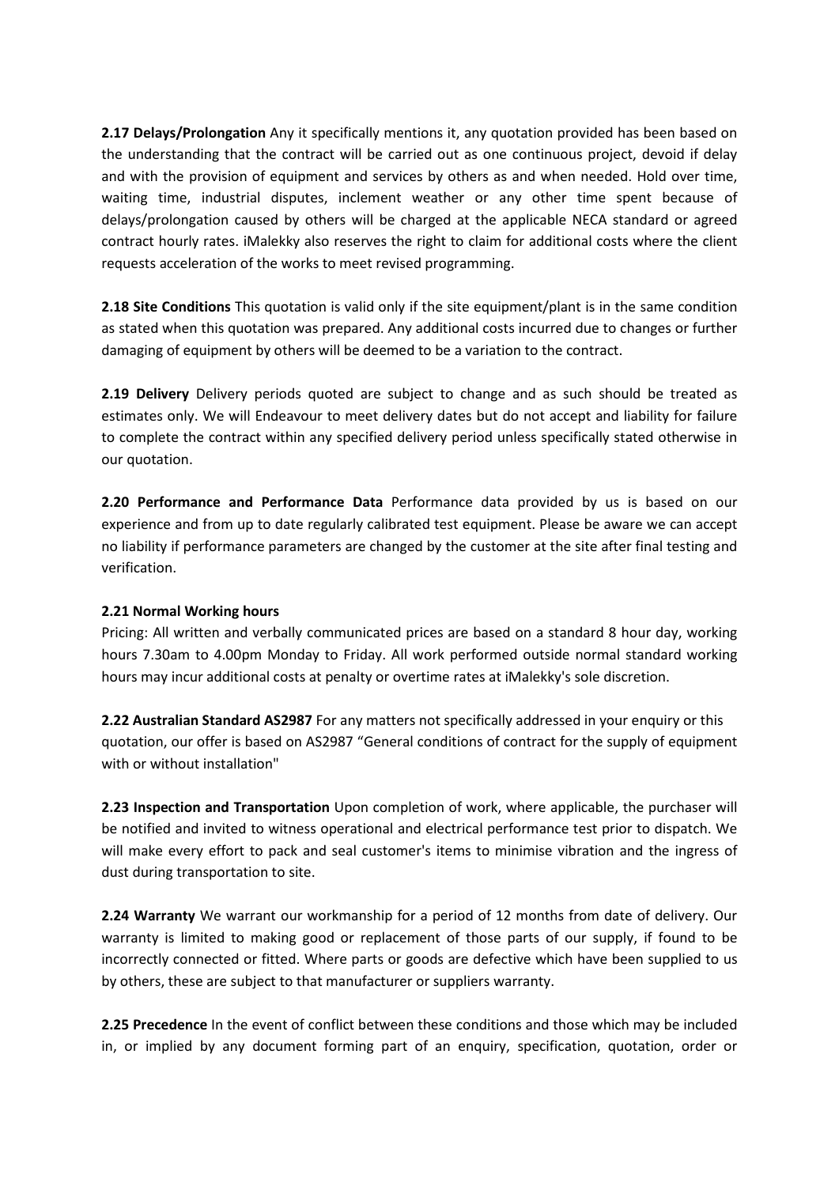**2.17 Delays/Prolongation** Any it specifically mentions it, any quotation provided has been based on the understanding that the contract will be carried out as one continuous project, devoid if delay and with the provision of equipment and services by others as and when needed. Hold over time, waiting time, industrial disputes, inclement weather or any other time spent because of delays/prolongation caused by others will be charged at the applicable NECA standard or agreed contract hourly rates. iMalekky also reserves the right to claim for additional costs where the client requests acceleration of the works to meet revised programming.

**2.18 Site Conditions** This quotation is valid only if the site equipment/plant is in the same condition as stated when this quotation was prepared. Any additional costs incurred due to changes or further damaging of equipment by others will be deemed to be a variation to the contract.

**2.19 Delivery** Delivery periods quoted are subject to change and as such should be treated as estimates only. We will Endeavour to meet delivery dates but do not accept and liability for failure to complete the contract within any specified delivery period unless specifically stated otherwise in our quotation.

**2.20 Performance and Performance Data** Performance data provided by us is based on our experience and from up to date regularly calibrated test equipment. Please be aware we can accept no liability if performance parameters are changed by the customer at the site after final testing and verification.

**2.21 Normal Working hours**

Pricing: All written and verbally communicated prices are based on a standard 8 hour day, working hours 7.30am to 4.00pm Monday to Friday. All work performed outside normal standard working hours may incur additional costs at penalty or overtime rates at iMalekky's sole discretion.

**2.22 Australian Standard AS2987** For any matters not specifically addressed in your enquiry or this quotation, our offer is based on AS2987 "General conditions of contract for the supply of equipment with or without installation"

**2.23 Inspection and Transportation** Upon completion of work, where applicable, the purchaser will be notified and invited to witness operational and electrical performance test prior to dispatch. We will make every effort to pack and seal customer's items to minimise vibration and the ingress of dust during transportation to site.

**2.24 Warranty** We warrant our workmanship for a period of 12 months from date of delivery. Our warranty is limited to making good or replacement of those parts of our supply, if found to be incorrectly connected or fitted. Where parts or goods are defective which have been supplied to us by others, these are subject to that manufacturer or suppliers warranty.

**2.25 Precedence** In the event of conflict between these conditions and those which may be included in, or implied by any document forming part of an enquiry, specification, quotation, order or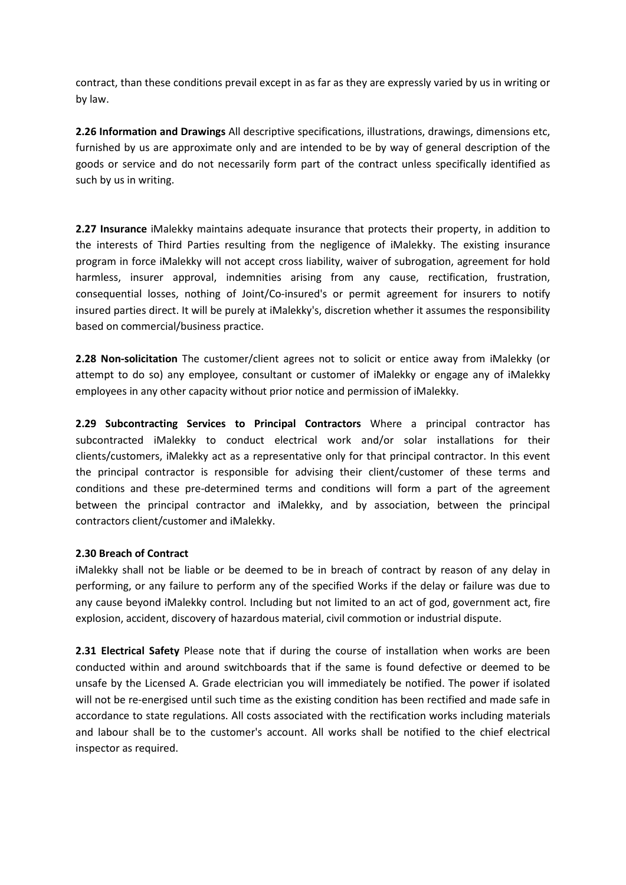contract, than these conditions prevail except in as far as they are expressly varied by us in writing or by law.

**2.26 Information and Drawings** All descriptive specifications, illustrations, drawings, dimensions etc, furnished by us are approximate only and are intended to be by way of general description of the goods or service and do not necessarily form part of the contract unless specifically identified as such by us in writing.

**2.27 Insurance** iMalekky maintains adequate insurance that protects their property, in addition to the interests of Third Parties resulting from the negligence of iMalekky. The existing insurance program in force iMalekky will not accept cross liability, waiver of subrogation, agreement for hold harmless, insurer approval, indemnities arising from any cause, rectification, frustration, consequential losses, nothing of Joint/Co-insured's or permit agreement for insurers to notify insured parties direct. It will be purely at iMalekky's, discretion whether it assumes the responsibility based on commercial/business practice.

**2.28 Non-solicitation** The customer/client agrees not to solicit or entice away from iMalekky (or attempt to do so) any employee, consultant or customer of iMalekky or engage any of iMalekky employees in any other capacity without prior notice and permission of iMalekky.

**2.29 Subcontracting Services to Principal Contractors** Where a principal contractor has subcontracted iMalekky to conduct electrical work and/or solar installations for their clients/customers, iMalekky act as a representative only for that principal contractor. In this event the principal contractor is responsible for advising their client/customer of these terms and conditions and these pre-determined terms and conditions will form a part of the agreement between the principal contractor and iMalekky, and by association, between the principal contractors client/customer and iMalekky.

**2.30 Breach of Contract**

iMalekky shall not be liable or be deemed to be in breach of contract by reason of any delay in performing, or any failure to perform any of the specified Works if the delay or failure was due to any cause beyond iMalekky control. Including but not limited to an act of god, government act, fire explosion, accident, discovery of hazardous material, civil commotion or industrial dispute.

**2.31 Electrical Safety** Please note that if during the course of installation when works are been conducted within and around switchboards that if the same is found defective or deemed to be unsafe by the Licensed A. Grade electrician you will immediately be notified. The power if isolated will not be re-energised until such time as the existing condition has been rectified and made safe in accordance to state regulations. All costs associated with the rectification works including materials and labour shall be to the customer's account. All works shall be notified to the chief electrical inspector as required.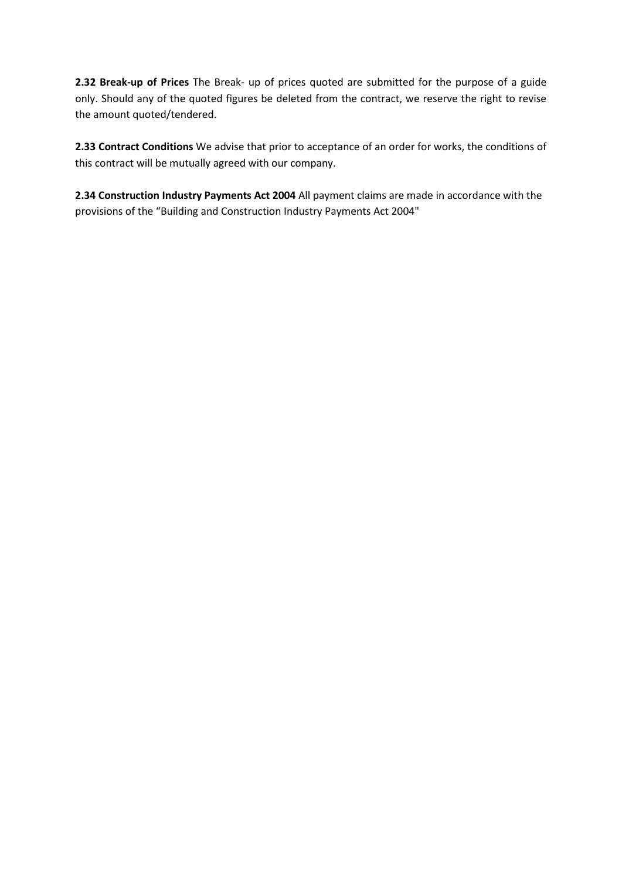**2.32 Break-up of Prices** The Break- up of prices quoted are submitted for the purpose of a guide only. Should any of the quoted figures be deleted from the contract, we reserve the right to revise the amount quoted/tendered.

**2.33 Contract Conditions** We advise that prior to acceptance of an order for works, the conditions of this contract will be mutually agreed with our company.

**2.34 Construction Industry Payments Act 2004** All payment claims are made in accordance with the provisions of the "Building and Construction Industry Payments Act 2004"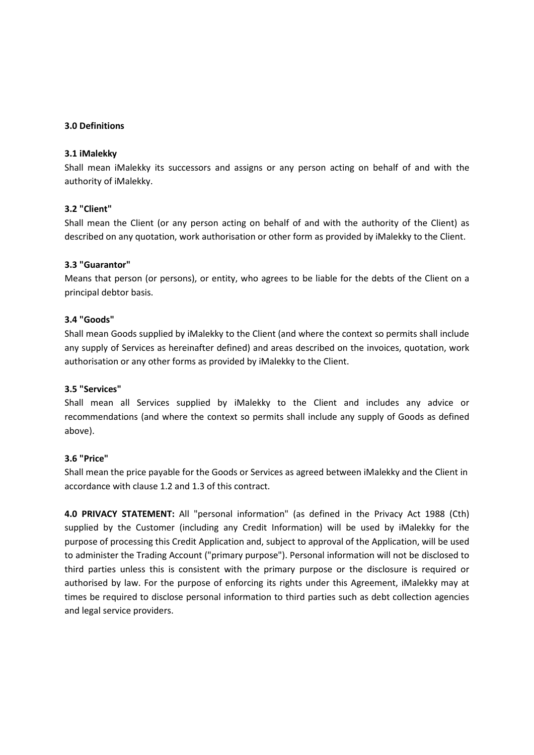**3.0 Definitions**

**3.1 iMalekky**

Shall mean iMalekky its successors and assigns or any person acting on behalf of and with the authority of iMalekky.

**3.2 "Client"**

Shall mean the Client (or any person acting on behalf of and with the authority of the Client) as described on any quotation, work authorisation or other form as provided by iMalekky to the Client.

**3.3 "Guarantor"**

Means that person (or persons), or entity, who agrees to be liable for the debts of the Client on a principal debtor basis.

**3.4 "Goods"**

Shall mean Goods supplied by iMalekky to the Client (and where the context so permits shall include any supply of Services as hereinafter defined) and areas described on the invoices, quotation, work authorisation or any other forms as provided by iMalekky to the Client.

**3.5 "Services"**

Shall mean all Services supplied by iMalekky to the Client and includes any advice or recommendations (and where the context so permits shall include any supply of Goods as defined above).

**3.6 "Price"**

Shall mean the price payable for the Goods or Services as agreed between iMalekky and the Client in accordance with clause 1.2 and 1.3 of this contract.

**4.0 PRIVACY STATEMENT:** All "personal information" (as defined in the Privacy Act 1988 (Cth) supplied by the Customer (including any Credit Information) will be used by iMalekky for the purpose of processing this Credit Application and, subject to approval of the Application, will be used to administer the Trading Account ("primary purpose"). Personal information will not be disclosed to third parties unless this is consistent with the primary purpose or the disclosure is required or authorised by law. For the purpose of enforcing its rights under this Agreement, iMalekky may at times be required to disclose personal information to third parties such as debt collection agencies and legal service providers.